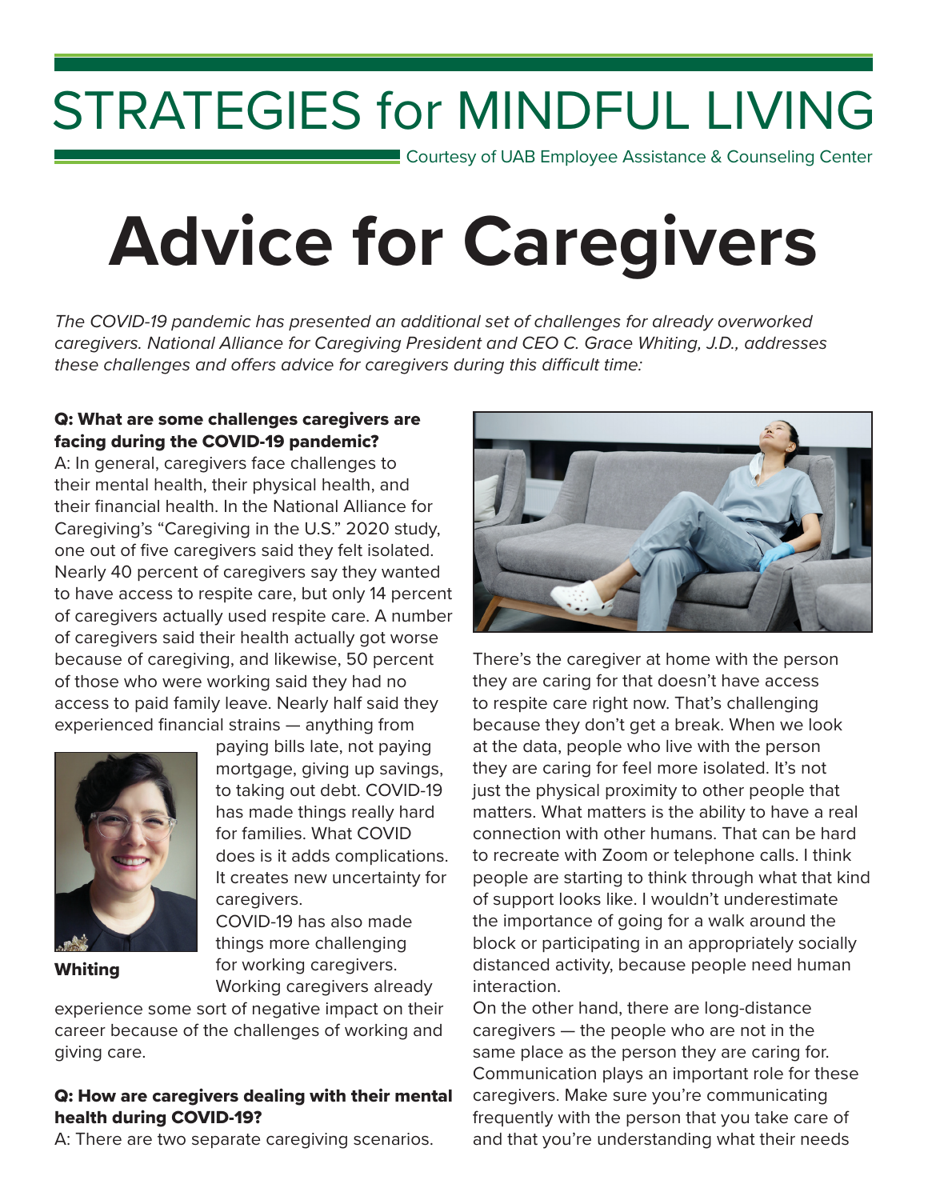# STRATEGIES for MINDFUL LIVING

Courtesy of UAB Employee Assistance & Counseling Center

# Advice for Caregivers

*The COVID-19 pandemic has presented an additional set of challenges for already overworked caregivers. National Alliance for Caregiving President and CEO C. Grace Whiting, J.D., addresses these challenges and offers advice for caregivers during this difficult time:*

**Q: What are some challenges caregivers are facing during the COVID-19 pandemic?**

A: In general, caregivers face challenges to their mental health, their physical health, and their financial health. In the National Alliance for Caregiving's "Caregiving in the U.S." 2020 study, one out of five caregivers said they felt isolated. Nearly 40 percent of caregivers say they wanted to have access to respite care, but only 14 percent of caregivers actually used respite care. A number of caregivers said their health actually got worse because of caregiving, and likewise, 50 percent of those who were working said they had no access to paid family leave. Nearly half said they experienced financial strains — anything from paying bills late, not paying mortgage, giving up savings, to taking out debt. COVID-19 has made things really hard for families. What COVID does is it adds complications. It creates new uncertainty for caregivers.

**Whiting**

COVID-19 has also made things more challenging for working caregivers. Working caregivers already experience some sort of negative impact on their career because of the challenges of working and giving care.

**Q: How are caregivers dealing with their mental health during COVID-19?**

A: There are two separate caregiving scenarios. There's the caregiver at home with the person they are caring for that doesn't have access to respite care right now. That's challenging because they don't get a break. When we look at the data, people who live with the person they are caring for feel more isolated. It's not just the physical proximity to other people that matters. What matters is the ability to have a real connection with other humans. That can be hard to recreate with Zoom or telephone calls. I think people are starting to think through what that kind of support looks like. I wouldn't underestimate the importance of going for a walk around the block or participating in an appropriately socially distanced activity, because people need human interaction.

On the other hand, there are long-distance caregivers — the people who are not in the same place as the person they are caring for. Communication plays an important role for these caregivers. Make sure you're communicating frequently with the person that you take care of and that you're understanding what their needs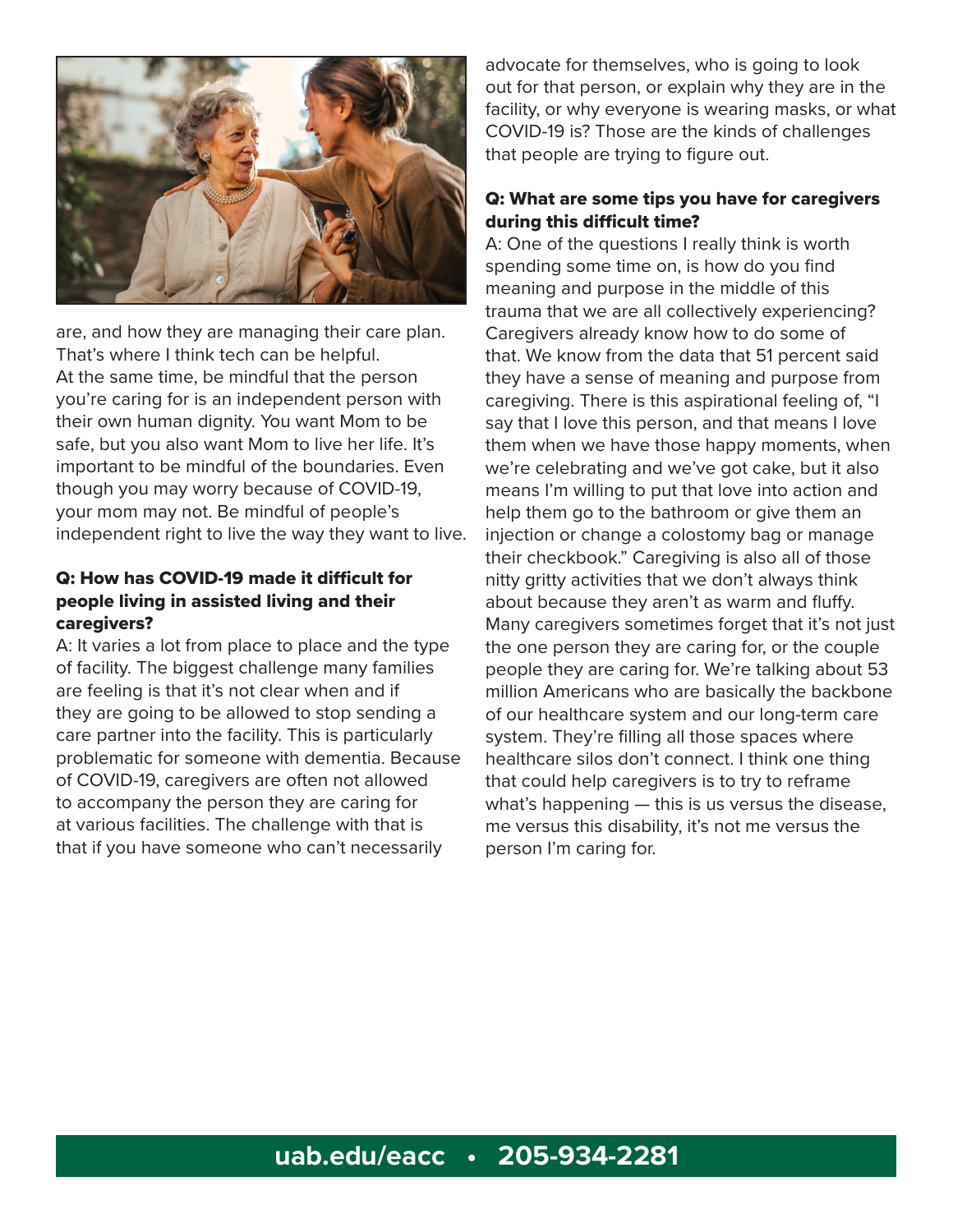are, and how they are managing their care plan. That's where I think tech can be helpful. At the same time, be mindful that the person you're caring for is an independent person with their own human dignity. You want Mom to be safe, but you also want Mom to live her life. It's important to be mindful of the boundaries. Even though you may worry because of COVID-19, your mom may not. Be mindful of people's independent right to live the way they want to live.

**Q: How has COVID-19 made it difficult for people living in assisted living and their caregivers?**

A: It varies a lot from place to place and the type of facility. The biggest challenge many families are feeling is that it's not clear when and if they are going to be allowed to stop sending a care partner into the facility. This is particularly problematic for someone with dementia. Because of COVID-19, caregivers are often not allowed to accompany the person they are caring for at various facilities. The challenge with that is that if you have someone who can't necessarily advocate for themselves, who is going to look out for that person, or explain why they are in the facility, or why everyone is wearing masks, or what COVID-19 is? Those are the kinds of challenges that people are trying to figure out.

**Q: What are some tips you have for caregivers during this difficult time?**

A: One of the questions I really think is worth spending some time on, is how do you find meaning and purpose in the middle of this trauma that we are all collectively experiencing? Caregivers already know how to do some of that. We know from the data that 51 percent said they have a sense of meaning and purpose from caregiving. There is this aspirational feeling of, "I say that I love this person, and that means I love them when we have those happy moments, when we're celebrating and we've got cake, but it also means I'm willing to put that love into action and help them go to the bathroom or give them an injection or change a colostomy bag or manage their checkbook." Caregiving is also all of those nitty gritty activities that we don't always think about because they aren't as warm and fluffy. Many caregivers sometimes forget that it's not just the one person they are caring for, or the couple people they are caring for. We're talking about 53 million Americans who are basically the backbone of our healthcare system and our long-term care system. They're filling all those spaces where healthcare silos don't connect. I think one thing that could help caregivers is to try to reframe what's happening — this is us versus the disease, me versus this disability, it's not me versus the person I'm caring for.

**uab.edu/eacc • 205-934-2281**